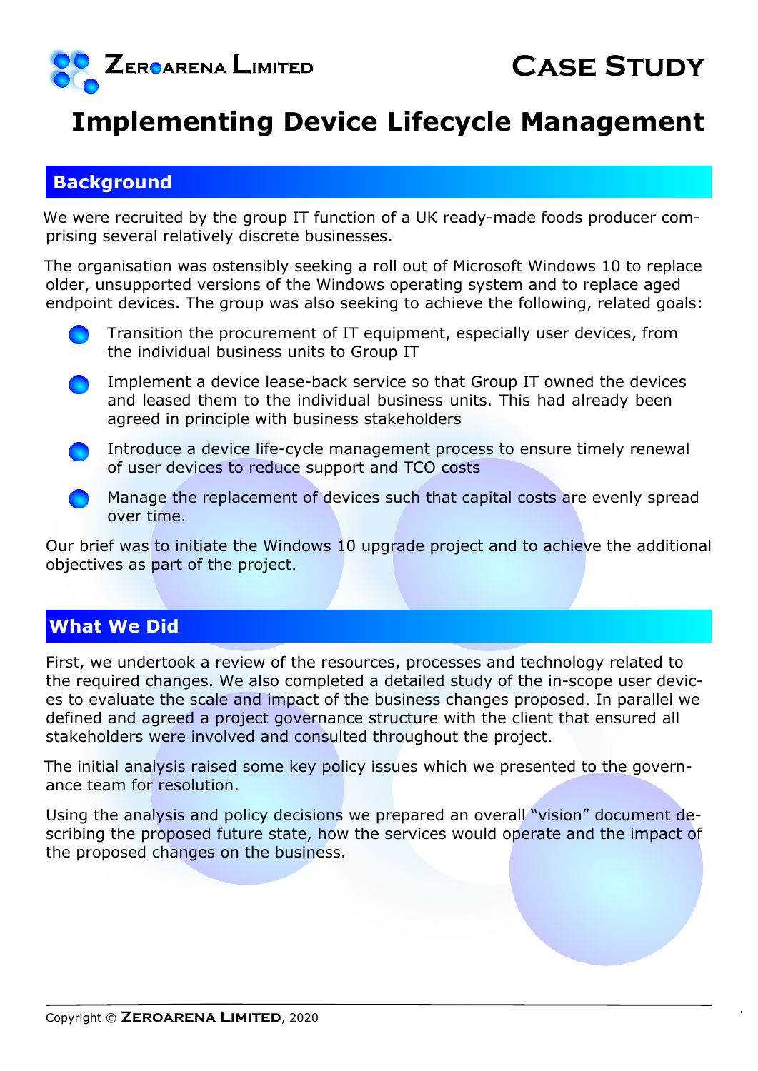**ZEROARENA LIMITED** 

# CASE STUDY

# Implementing Device Lifecycle Management

## Background

We were recruited by the group IT function of a UK ready-made foods producer comprising several relatively discrete businesses.

The organisation was ostensibly seeking a roll out of Microsoft Windows 10 to replace older, unsupported versions of the Windows operating system and to replace aged endpoint devices. The group was also seeking to achieve the following, related goals:

- Transition the procurement of IT equipment, especially user devices, from the individual business units to Group IT
- Implement a device lease-back service so that Group IT owned the devices and leased them to the individual business units. This had already been agreed in principle with business stakeholders
- Introduce a device life-cycle management process to ensure timely renewal of user devices to reduce support and TCO costs
- Manage the replacement of devices such that capital costs are evenly spread over time.

Our brief was to initiate the Windows 10 upgrade project and to achieve the additional objectives as part of the project.

## What We Did

First, we undertook a review of the resources, processes and technology related to the required changes. We also completed a detailed study of the in-scope user devices to evaluate the scale and impact of the business changes proposed. In parallel we defined and agreed a project governance structure with the client that ensured all stakeholders were involved and consulted throughout the project.

The initial analysis raised some key policy issues which we presented to the governance team for resolution.

Using the analysis and policy decisions we prepared an overall "vision" document describing the proposed future state, how the services would operate and the impact of the proposed changes on the business.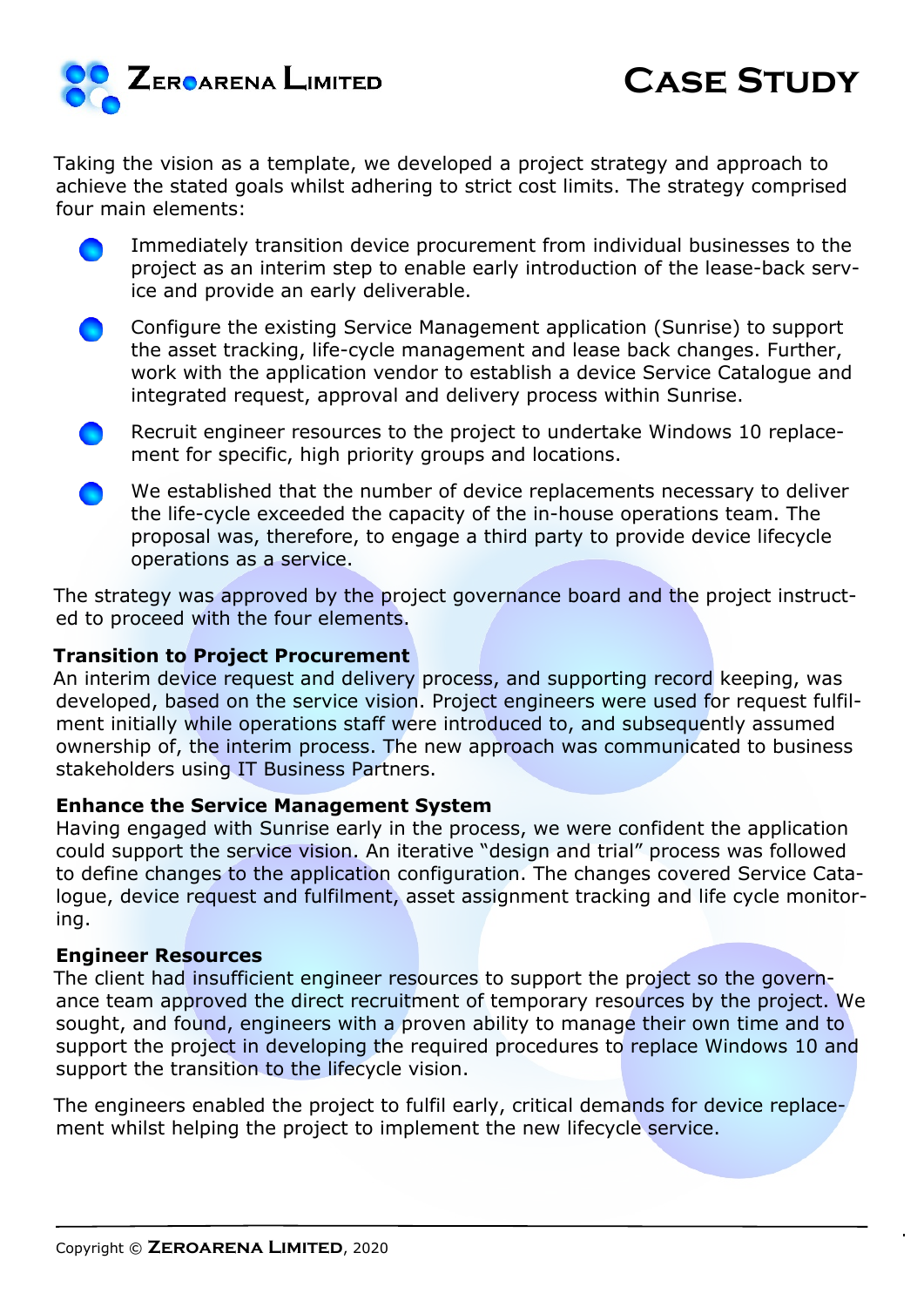Taking the vision as a template, we developed a project strategy and approach to achieve the stated goals whilst adhering to strict cost limits. The strategy comprised four main elements:

- Immediately transition device procurement from individual businesses to the project as an interim step to enable early introduction of the lease-back service and provide an early deliverable.
- Configure the existing Service Management application (Sunrise) to support the asset tracking, life-cycle management and lease back changes. Further, work with the application vendor to establish a device Service Catalogue and integrated request, approval and delivery process within Sunrise.
- Recruit engineer resources to the project to undertake Windows 10 replacement for specific, high priority groups and locations.
- We established that the number of device replacements necessary to deliver the life-cycle exceeded the capacity of the in-house operations team. The proposal was, therefore, to engage a third party to provide device lifecycle operations as a service.

The strategy was approved by the project governance board and the project instructed to proceed with the four elements.

**Transition to Project Procurement**

An interim device request and delivery process, and supporting record keeping, was developed, based on the service vision. Project engineers were used for request fulfilment initially while operations staff were introduced to, and subsequently assumed ownership of, the interim process. The new approach was communicated to business stakeholders using IT Business Partners.

**Enhance the Service Management System**

Having engaged with Sunrise early in the process, we were confident the application could support the service vision. An iterative "design and trial" process was followed to define changes to the application configuration. The changes covered Service Catalogue, device request and fulfilment, asset assignment tracking and life cycle monitoring.

**Engineer Resources**

The client had insufficient engineer resources to support the project so the governance team approved the direct recruitment of temporary resources by the project. We sought, and found, engineers with a proven ability to manage their own time and to support the project in developing the required procedures to replace Windows 10 and support the transition to the lifecycle vision.

The engineers enabled the project to fulfil early, critical demands for device replacement whilst helping the project to implement the new lifecycle service.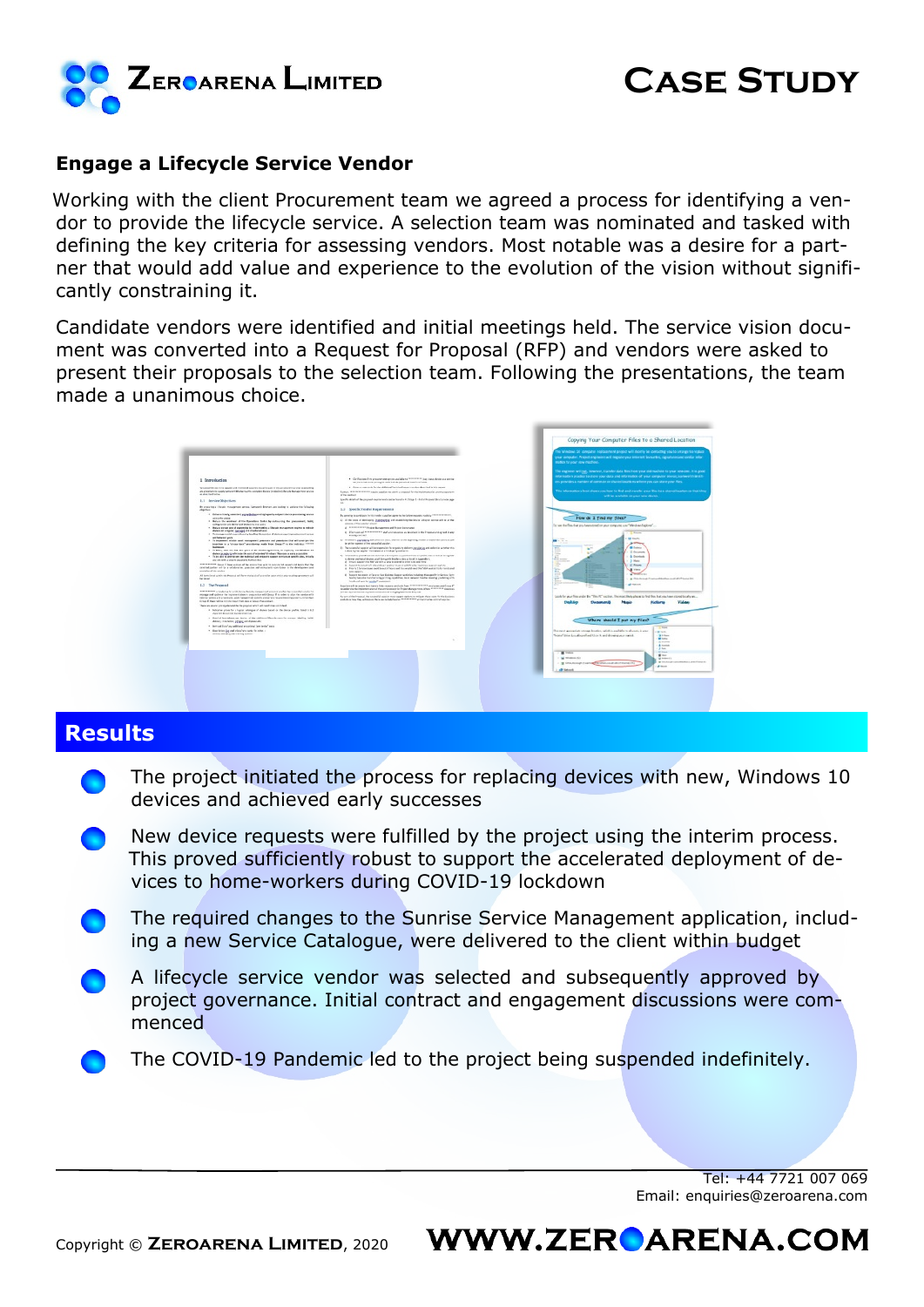## Engage a Lifecycle Service Vendor

Working with the client Procurement team we agreed a process for identifying a vendor to provide the lifecycle service. A selection team was nominated and tasked with defining the key criteria for assessing vendors. Most notable was a desire for a partner that would add value and experience to the evolution of the vision without significantly constraining it.

Candidate vendors were identified and initial meetings held. The service vision document was converted into a Request for Proposal (RFP) and vendors were asked to present their proposals to the selection team. Following the presentations, the team made a unanimous choice.

## Results

- The project initiated the process for replacing devices with new, Windows 10 devices and achieved early successes
- New device requests were fulfilled by the project using the interim process. This proved sufficiently robust to support the accelerated deployment of devices to home-workers during COVID-19 lockdown
- The required changes to the Sunrise Service Management application, including a new Service Catalogue, were delivered to the client within budget
- A lifecycle service vendor was selected and subsequently approved by project governance. Initial contract and engagement discussions were commenced
- The COVID-19 Pandemic led to the project being suspended indefinitely.

Tel: +44 7721 007 069
Email: enquiries@zeroarena.com

Copyright © ZEROARENA LIMITED, 2020

WWW.ZEROARENA.COM